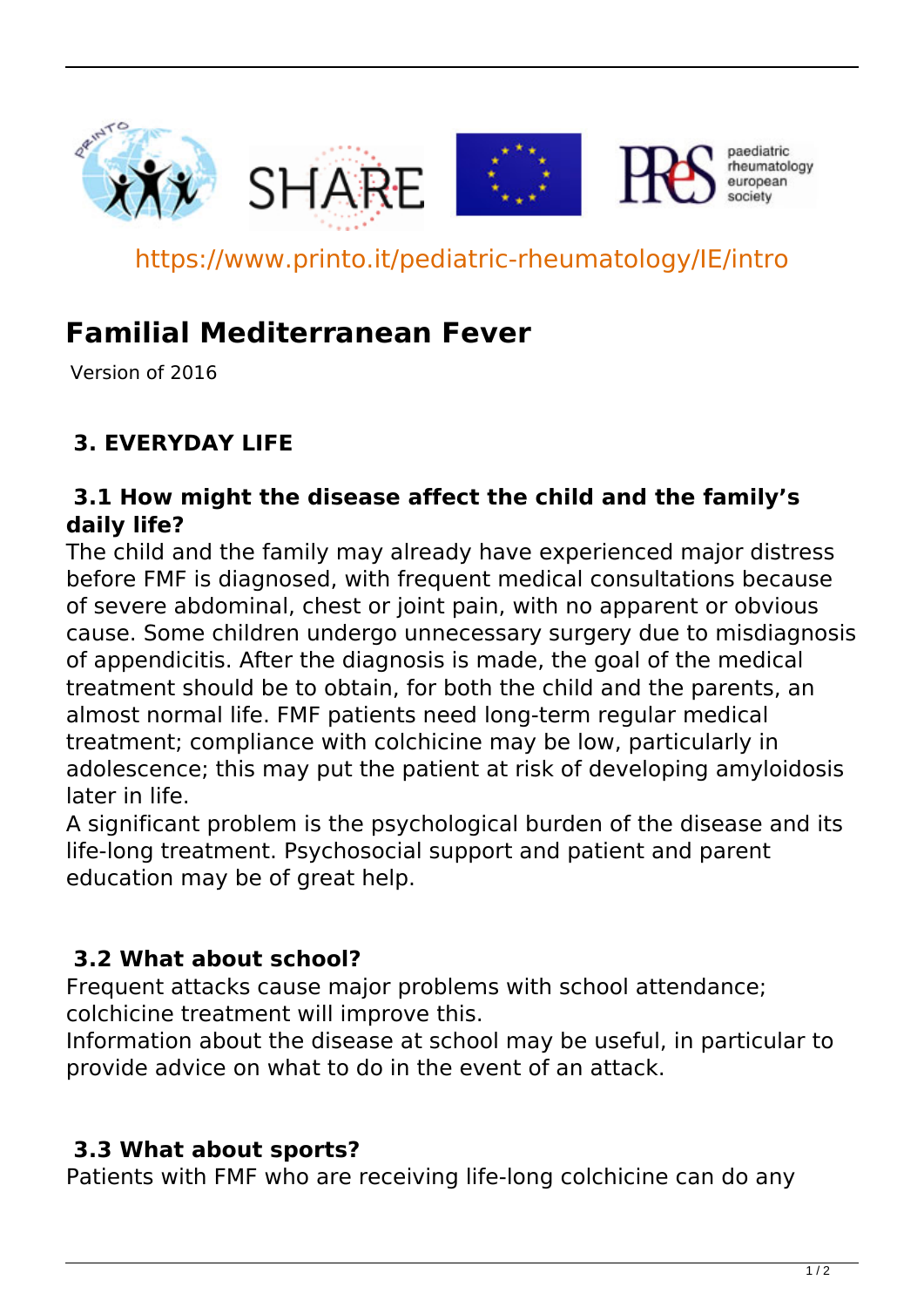https://www.printo.it/pediatric-rheumatology/IE/intro

# Familial Mediterranean Fever

Version of 2016

## 3. EVERYDAY LIFE

### 3.1 How might the disease affect the child and the family's daily life?

The child and the family may already have experienced major distress before FMF is diagnosed, with frequent medical consultations because of severe abdominal, chest or joint pain, with no apparent or obvious cause. Some children undergo unnecessary surgery due to misdiagnosis of appendicitis. After the diagnosis is made, the goal of the medical treatment should be to obtain, for both the child and the parents, an almost normal life. FMF patients need long-term regular medical treatment; compliance with colchicine may be low, particularly in adolescence; this may put the patient at risk of developing amyloidosis later in life.
A significant problem is the psychological burden of the disease and its life-long treatment. Psychosocial support and patient and parent education may be of great help.

### 3.2 What about school?

Frequent attacks cause major problems with school attendance; colchicine treatment will improve this.
Information about the disease at school may be useful, in particular to provide advice on what to do in the event of an attack.

### 3.3 What about sports?

Patients with FMF who are receiving life-long colchicine can do any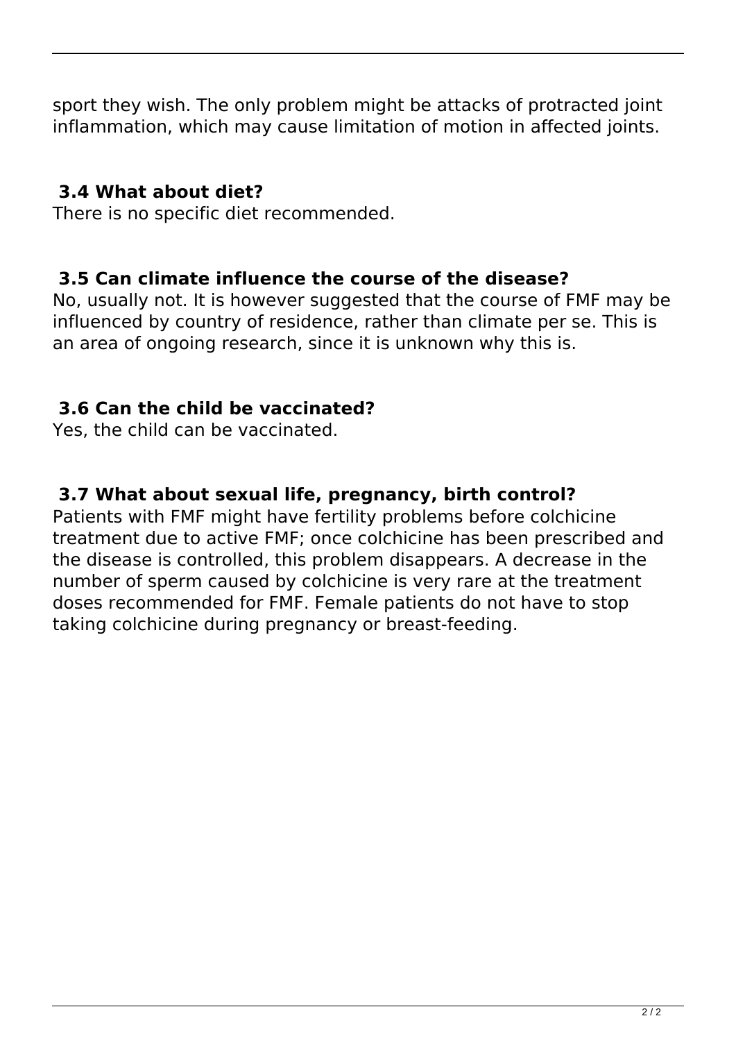sport they wish. The only problem might be attacks of protracted joint inflammation, which may cause limitation of motion in affected joints.

### 3.4 What about diet?

There is no specific diet recommended.

### 3.5 Can climate influence the course of the disease?

No, usually not. It is however suggested that the course of FMF may be influenced by country of residence, rather than climate per se. This is an area of ongoing research, since it is unknown why this is.

### 3.6 Can the child be vaccinated?

Yes, the child can be vaccinated.

### 3.7 What about sexual life, pregnancy, birth control?

Patients with FMF might have fertility problems before colchicine treatment due to active FMF; once colchicine has been prescribed and the disease is controlled, this problem disappears. A decrease in the number of sperm caused by colchicine is very rare at the treatment doses recommended for FMF. Female patients do not have to stop taking colchicine during pregnancy or breast-feeding.